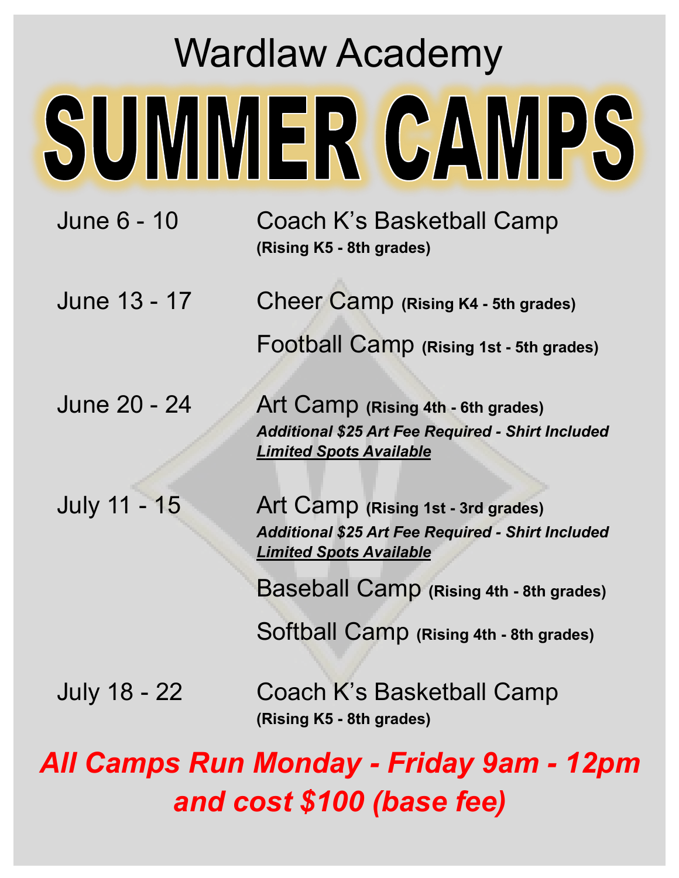# Wardlaw Academy

# SUMMER CAMPS

**June 6 - 10**

Coach K's Basketball Camp
**(Rising K5 - 8th grades)**

**June 13 - 17**

Cheer Camp **(Rising K4 - 5th grades)**

Football Camp **(Rising 1st - 5th grades)**

**June 20 - 24**

Art Camp **(Rising 4th - 6th grades)**
***Additional $25 Art Fee Required - Shirt Included***
***<u>Limited Spots Available</u>***

**July 11 - 15**

Art Camp **(Rising 1st - 3rd grades)**
***Additional $25 Art Fee Required - Shirt Included***
***<u>Limited Spots Available</u>***

Baseball Camp **(Rising 4th - 8th grades)**

Softball Camp **(Rising 4th - 8th grades)**

**July 18 - 22**

Coach K's Basketball Camp
**(Rising K5 - 8th grades)**

***All Camps Run Monday - Friday 9am - 12pm and cost $100 (base fee)***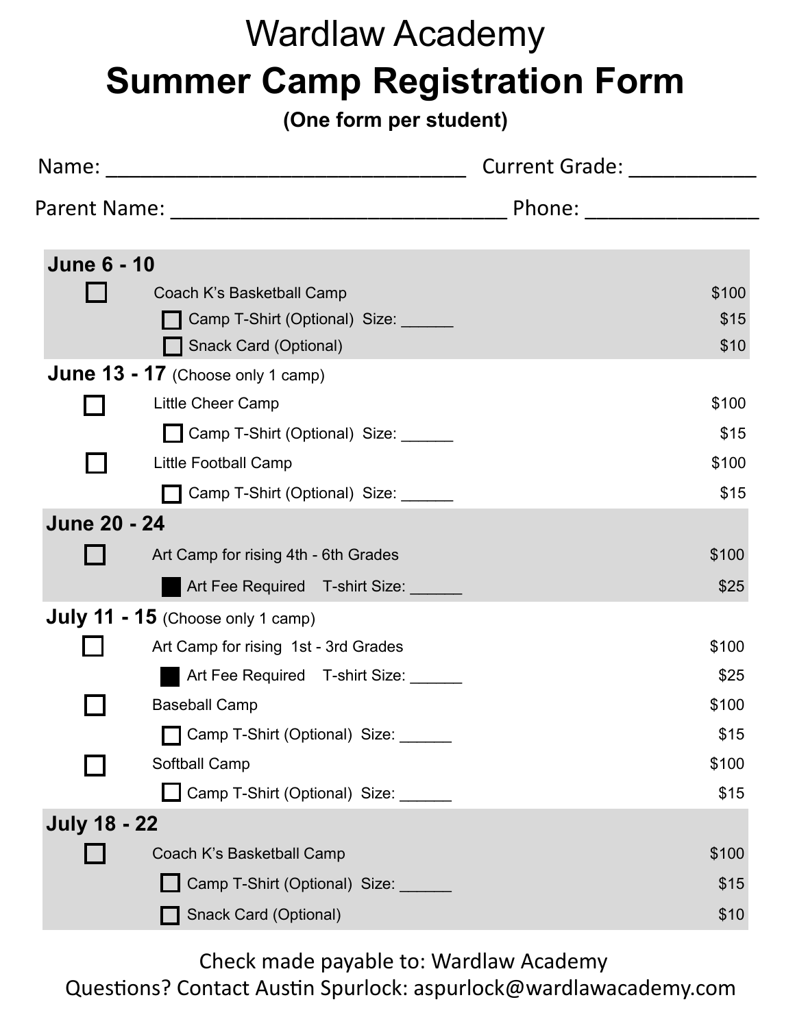# Wardlaw Academy

## Summary Camp Registration Form

**(One form per student)**

Name: ______________________________ Current Grade: __________

Parent Name: ____________________________ Phone: ______________

| | | |
|---|---|---|
| **June 6 - 10** | | |
| ☐ | Coach K's Basketball Camp | $100 |
| | ☐ Camp T-Shirt (Optional) Size: ______ | $15 |
| | ☐ Snack Card (Optional) | $10 |
| **June 13 - 17** (Choose only 1 camp) | | |
| ☐ | Little Cheer Camp | $100 |
| | ☐ Camp T-Shirt (Optional) Size: ______ | $15 |
| ☐ | Little Football Camp | $100 |
| | ☐ Camp T-Shirt (Optional) Size: ______ | $15 |
| **June 20 - 24** | | |
| ☐ | Art Camp for rising 4th - 6th Grades | $100 |
| | ■ Art Fee Required T-shirt Size: ______ | $25 |
| **July 11 - 15** (Choose only 1 camp) | | |
| ☐ | Art Camp for rising 1st - 3rd Grades | $100 |
| | ■ Art Fee Required T-shirt Size: ______ | $25 |
| ☐ | Baseball Camp | $100 |
| | ☐ Camp T-Shirt (Optional) Size: ______ | $15 |
| ☐ | Softball Camp | $100 |
| | ☐ Camp T-Shirt (Optional) Size: ______ | $15 |
| **July 18 - 22** | | |
| ☐ | Coach K's Basketball Camp | $100 |
| | ☐ Camp T-Shirt (Optional) Size: ______ | $15 |
| | ☐ Snack Card (Optional) | $10 |

Check made payable to: Wardlaw Academy

Questions? Contact Austin Spurlock: aspurlock@wardlawacademy.com